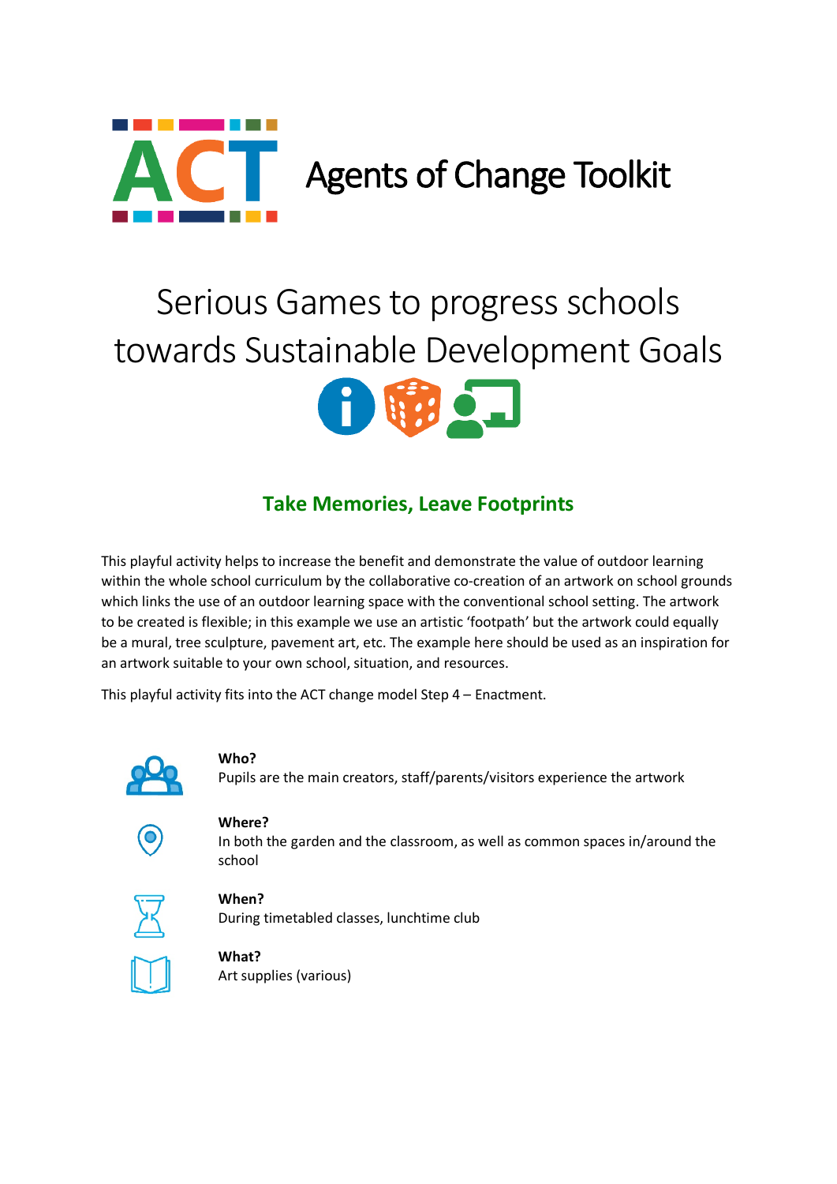# Agents of Change Toolkit

# Serious Games to progress schools towards Sustainable Development Goals

## Take Memories, Leave Footprints

This playful activity helps to increase the benefit and demonstrate the value of outdoor learning within the whole school curriculum by the collaborative co-creation of an artwork on school grounds which links the use of an outdoor learning space with the conventional school setting. The artwork to be created is flexible; in this example we use an artistic 'footpath' but the artwork could equally be a mural, tree sculpture, pavement art, etc. The example here should be used as an inspiration for an artwork suitable to your own school, situation, and resources.

This playful activity fits into the ACT change model Step 4 – Enactment.

**Who?**
Pupils are the main creators, staff/parents/visitors experience the artwork

**Where?**
In both the garden and the classroom, as well as common spaces in/around the school

**When?**
During timetabled classes, lunchtime club

**What?**
Art supplies (various)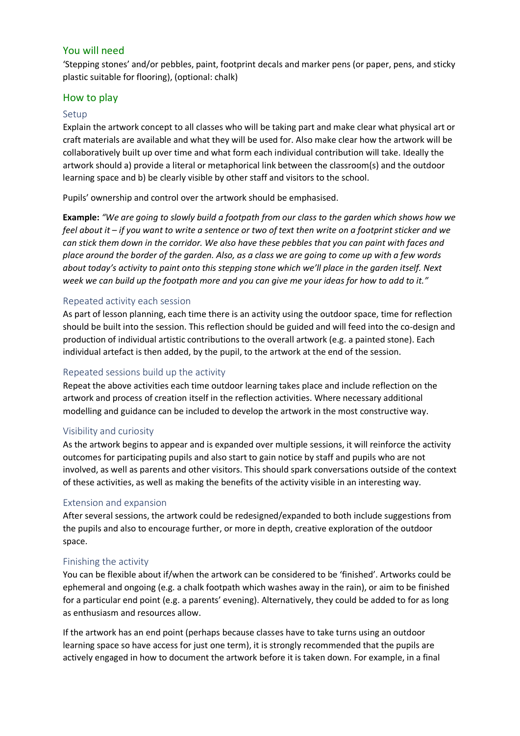## You will need

'Stepping stones' and/or pebbles, paint, footprint decals and marker pens (or paper, pens, and sticky plastic suitable for flooring), (optional: chalk)

## How to play

### Setup

Explain the artwork concept to all classes who will be taking part and make clear what physical art or craft materials are available and what they will be used for. Also make clear how the artwork will be collaboratively built up over time and what form each individual contribution will take. Ideally the artwork should a) provide a literal or metaphorical link between the classroom(s) and the outdoor learning space and b) be clearly visible by other staff and visitors to the school.

Pupils' ownership and control over the artwork should be emphasised.

**Example:** *"We are going to slowly build a footpath from our class to the garden which shows how we feel about it – if you want to write a sentence or two of text then write on a footprint sticker and we can stick them down in the corridor. We also have these pebbles that you can paint with faces and place around the border of the garden. Also, as a class we are going to come up with a few words about today's activity to paint onto this stepping stone which we'll place in the garden itself. Next week we can build up the footpath more and you can give me your ideas for how to add to it."*

### Repeated activity each session

As part of lesson planning, each time there is an activity using the outdoor space, time for reflection should be built into the session. This reflection should be guided and will feed into the co-design and production of individual artistic contributions to the overall artwork (e.g. a painted stone). Each individual artefact is then added, by the pupil, to the artwork at the end of the session.

### Repeated sessions build up the activity

Repeat the above activities each time outdoor learning takes place and include reflection on the artwork and process of creation itself in the reflection activities. Where necessary additional modelling and guidance can be included to develop the artwork in the most constructive way.

### Visibility and curiosity

As the artwork begins to appear and is expanded over multiple sessions, it will reinforce the activity outcomes for participating pupils and also start to gain notice by staff and pupils who are not involved, as well as parents and other visitors. This should spark conversations outside of the context of these activities, as well as making the benefits of the activity visible in an interesting way.

### Extension and expansion

After several sessions, the artwork could be redesigned/expanded to both include suggestions from the pupils and also to encourage further, or more in depth, creative exploration of the outdoor space.

### Finishing the activity

You can be flexible about if/when the artwork can be considered to be 'finished'. Artworks could be ephemeral and ongoing (e.g. a chalk footpath which washes away in the rain), or aim to be finished for a particular end point (e.g. a parents' evening). Alternatively, they could be added to for as long as enthusiasm and resources allow.

If the artwork has an end point (perhaps because classes have to take turns using an outdoor learning space so have access for just one term), it is strongly recommended that the pupils are actively engaged in how to document the artwork before it is taken down. For example, in a final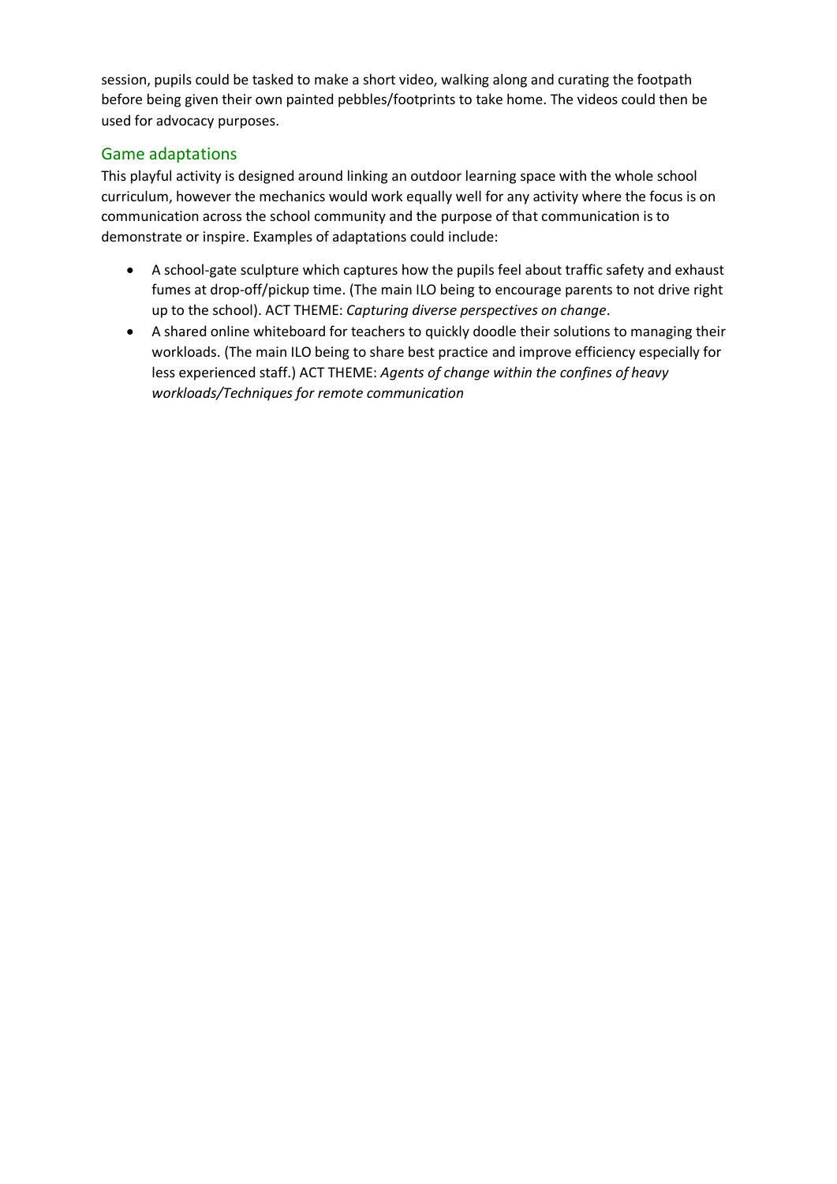session, pupils could be tasked to make a short video, walking along and curating the footpath before being given their own painted pebbles/footprints to take home. The videos could then be used for advocacy purposes.

## Game adaptations

This playful activity is designed around linking an outdoor learning space with the whole school curriculum, however the mechanics would work equally well for any activity where the focus is on communication across the school community and the purpose of that communication is to demonstrate or inspire. Examples of adaptations could include:

- A school-gate sculpture which captures how the pupils feel about traffic safety and exhaust fumes at drop-off/pickup time. (The main ILO being to encourage parents to not drive right up to the school). ACT THEME: *Capturing diverse perspectives on change*.
- A shared online whiteboard for teachers to quickly doodle their solutions to managing their workloads. (The main ILO being to share best practice and improve efficiency especially for less experienced staff.) ACT THEME: *Agents of change within the confines of heavy workloads/Techniques for remote communication*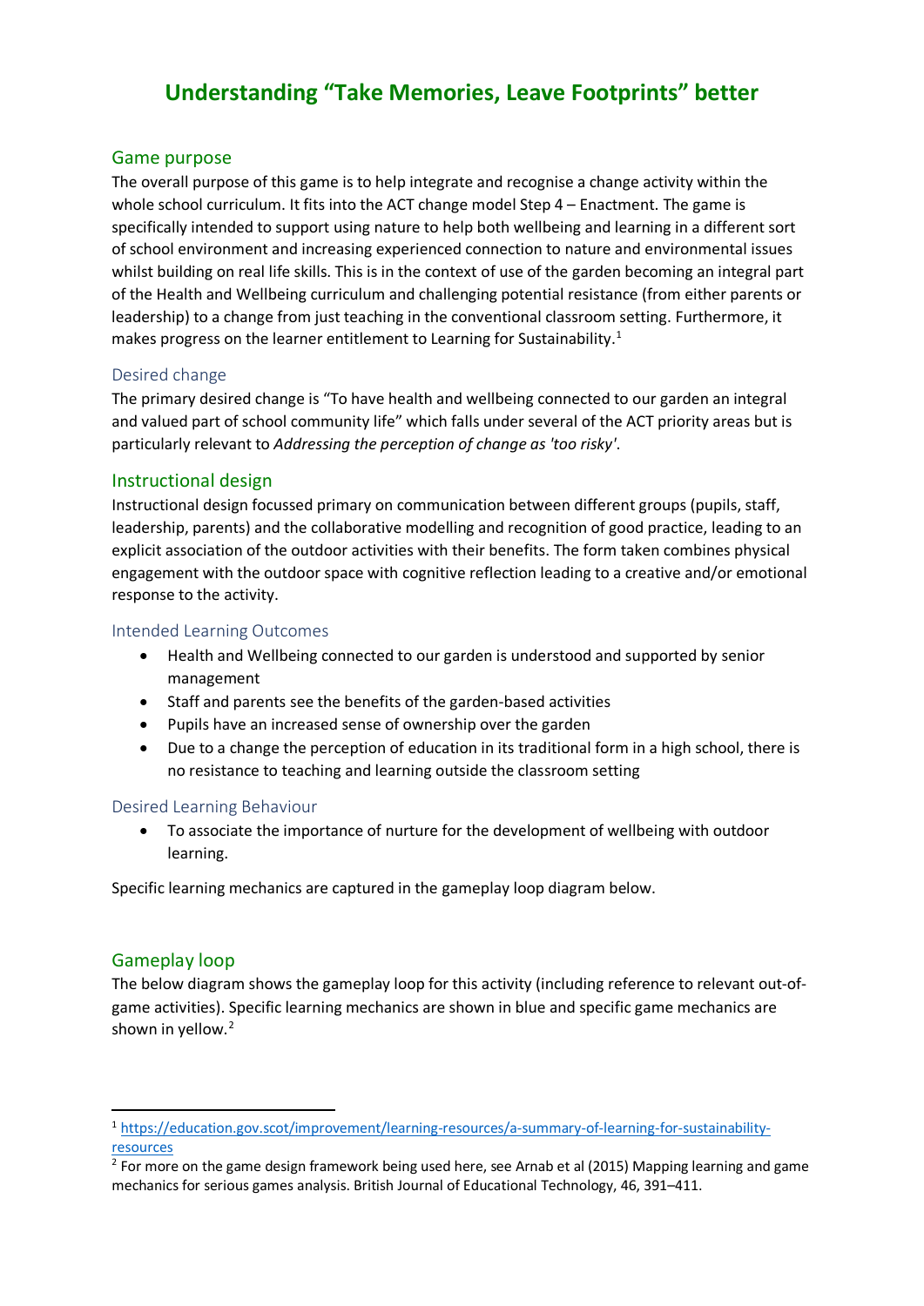# Understanding "Take Memories, Leave Footprints" better

## Game purpose

The overall purpose of this game is to help integrate and recognise a change activity within the whole school curriculum. It fits into the ACT change model Step 4 – Enactment. The game is specifically intended to support using nature to help both wellbeing and learning in a different sort of school environment and increasing experienced connection to nature and environmental issues whilst building on real life skills. This is in the context of use of the garden becoming an integral part of the Health and Wellbeing curriculum and challenging potential resistance (from either parents or leadership) to a change from just teaching in the conventional classroom setting. Furthermore, it makes progress on the learner entitlement to Learning for Sustainability.[1]

### Desired change

The primary desired change is "To have health and wellbeing connected to our garden an integral and valued part of school community life" which falls under several of the ACT priority areas but is particularly relevant to *Addressing the perception of change as 'too risky'*.

## Instructional design

Instructional design focussed primary on communication between different groups (pupils, staff, leadership, parents) and the collaborative modelling and recognition of good practice, leading to an explicit association of the outdoor activities with their benefits. The form taken combines physical engagement with the outdoor space with cognitive reflection leading to a creative and/or emotional response to the activity.

### Intended Learning Outcomes

- Health and Wellbeing connected to our garden is understood and supported by senior management
- Staff and parents see the benefits of the garden-based activities
- Pupils have an increased sense of ownership over the garden
- Due to a change the perception of education in its traditional form in a high school, there is no resistance to teaching and learning outside the classroom setting

### Desired Learning Behaviour

- To associate the importance of nurture for the development of wellbeing with outdoor learning.

Specific learning mechanics are captured in the gameplay loop diagram below.

## Gameplay loop

The below diagram shows the gameplay loop for this activity (including reference to relevant out-of-game activities). Specific learning mechanics are shown in blue and specific game mechanics are shown in yellow.[2]

---

[1] https://education.gov.scot/improvement/learning-resources/a-summary-of-learning-for-sustainability-resources

[2] For more on the game design framework being used here, see Arnab et al (2015) Mapping learning and game mechanics for serious games analysis. British Journal of Educational Technology, 46, 391–411.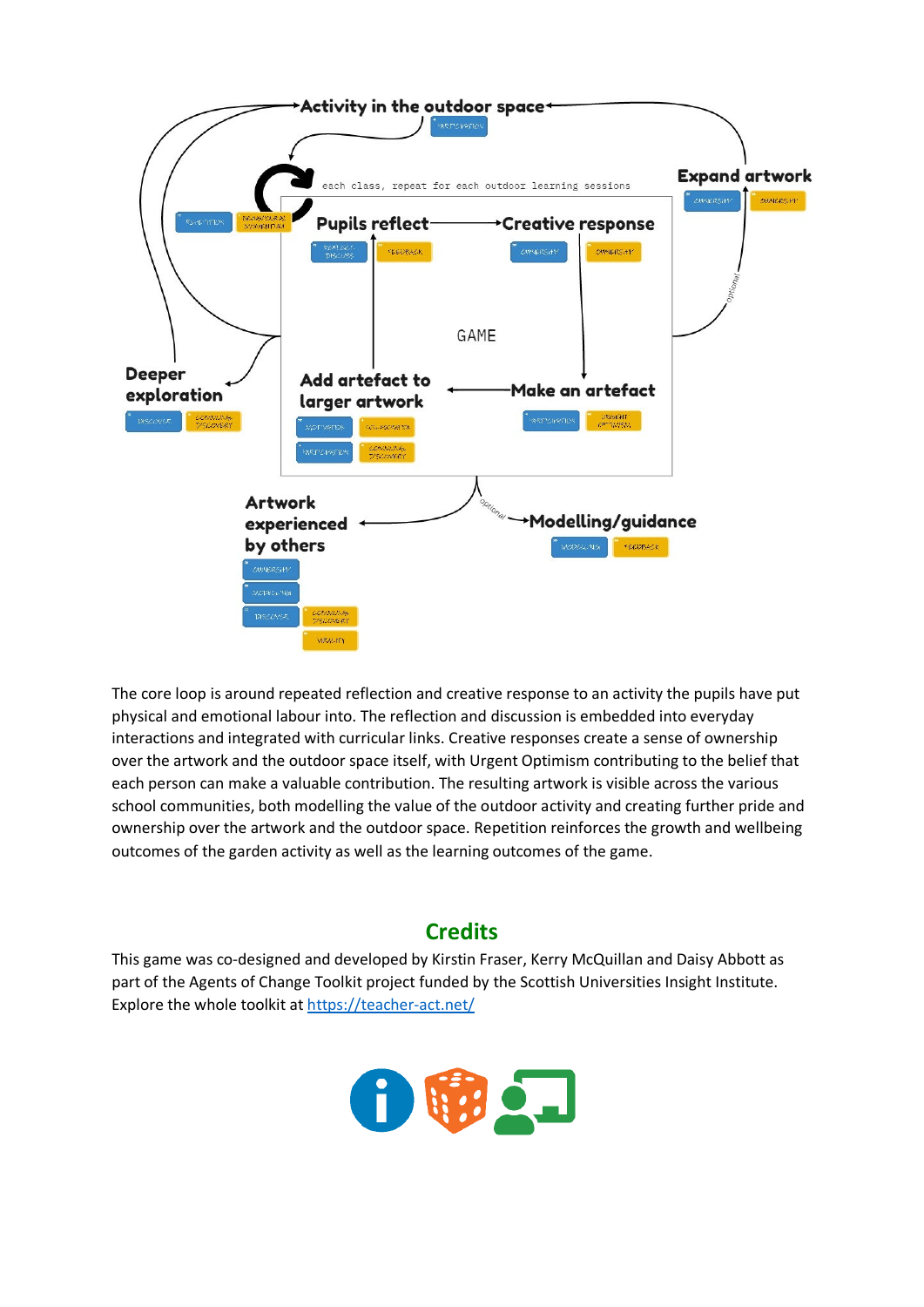Activity in the outdoor space

PARTICIPATION

each class, repeat for each outdoor learning sessions

REPETITION

BEHAVIOURAL MODELLING

Pupils reflect

REFLECT / DISCUSS

FEEDBACK

Creative response

OWNERSHIP

OWNERSHIP

Expand artwork

OWNERSHIP

OWNERSHIP

optional

GAME

Deeper exploration

DISCOVER

CONTINUAL DISCOVERY

Add artefact to larger artwork

MOTIVATION

COLLABORATION

PARTICIPATION

CONTINUAL DISCOVERY

Make an artefact

PARTICIPATION

URGENT OPTIMISM

optional

Artwork experienced by others

OWNERSHIP

MOTIVATION

DISCOVER

CONTINUAL DISCOVERY

WRAP-UP

Modelling/guidance

MODELLING

FEEDBACK

The core loop is around repeated reflection and creative response to an activity the pupils have put physical and emotional labour into. The reflection and discussion is embedded into everyday interactions and integrated with curricular links. Creative responses create a sense of ownership over the artwork and the outdoor space itself, with Urgent Optimism contributing to the belief that each person can make a valuable contribution. The resulting artwork is visible across the various school communities, both modelling the value of the outdoor activity and creating further pride and ownership over the artwork and the outdoor space. Repetition reinforces the growth and wellbeing outcomes of the garden activity as well as the learning outcomes of the game.

## Credits

This game was co-designed and developed by Kirstin Fraser, Kerry McQuillan and Daisy Abbott as part of the Agents of Change Toolkit project funded by the Scottish Universities Insight Institute. Explore the whole toolkit at https://teacher-act.net/